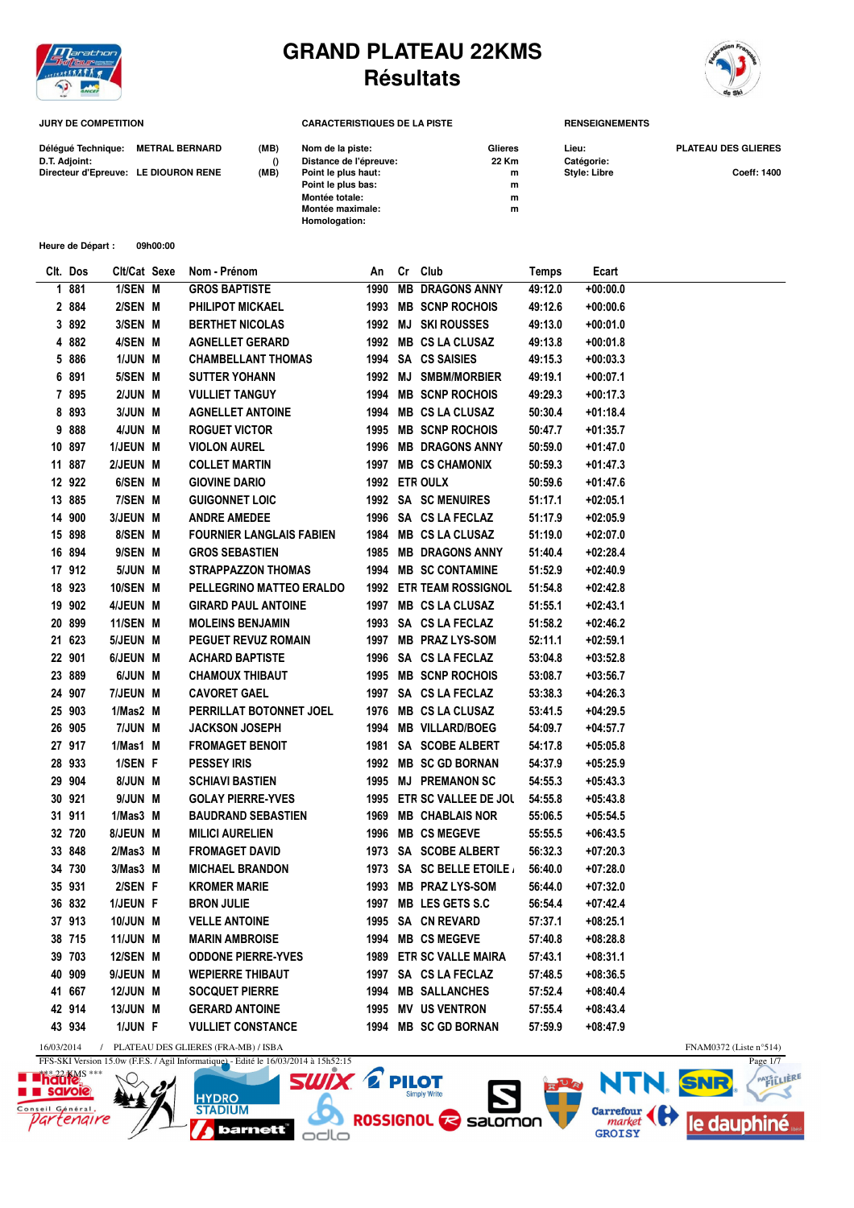# GRAND PLATEAU 22KMS
## Résultats

**JURY DE COMPETITION**

| | | |
|---|---|---|
| Délégué Technique: | METRAL BERNARD | (MB) |
| D.T. Adjoint: | | () |
| Directeur d'Epreuve: | LE DIOURON RENE | (MB) |

**CARACTERISTIQUES DE LA PISTE**

| | |
|---|---|
| Nom de la piste: | Glieres |
| Distance de l'épreuve: | 22 Km |
| Point le plus haut: | m |
| Point le plus bas: | m |
| Montée totale: | m |
| Montée maximale: | m |
| Homologation: | |

**RENSEIGNEMENTS**

| | |
|---|---|
| Lieu: | PLATEAU DES GLIERES |
| Catégorie: | |
| Style: Libre | Coeff: 1400 |

Heure de Départ : 09h00:00

| Clt. | Dos | Clt/Cat | Sexe | Nom - Prénom | An | Cr | Club | Temps | Ecart |
|---|---|---|---|---|---|---|---|---|---|
| 1 | 881 | 1/SEN | M | GROS BAPTISTE | 1990 | MB | DRAGONS ANNY | 49:12.0 | +00:00.0 |
| 2 | 884 | 2/SEN | M | PHILIPOT MICKAEL | 1993 | MB | SCNP ROCHOIS | 49:12.6 | +00:00.6 |
| 3 | 892 | 3/SEN | M | BERTHET NICOLAS | 1992 | MJ | SKI ROUSSES | 49:13.0 | +00:01.0 |
| 4 | 882 | 4/SEN | M | AGNELLET GERARD | 1992 | MB | CS LA CLUSAZ | 49:13.8 | +00:01.8 |
| 5 | 886 | 1/JUN | M | CHAMBELLANT THOMAS | 1994 | SA | CS SAISIES | 49:15.3 | +00:03.3 |
| 6 | 891 | 5/SEN | M | SUTTER YOHANN | 1992 | MJ | SMBM/MORBIER | 49:19.1 | +00:07.1 |
| 7 | 895 | 2/JUN | M | VULLIET TANGUY | 1994 | MB | SCNP ROCHOIS | 49:29.3 | +00:17.3 |
| 8 | 893 | 3/JUN | M | AGNELLET ANTOINE | 1994 | MB | CS LA CLUSAZ | 50:30.4 | +01:18.4 |
| 9 | 888 | 4/JUN | M | ROGUET VICTOR | 1995 | MB | SCNP ROCHOIS | 50:47.7 | +01:35.7 |
| 10 | 897 | 1/JEUN | M | VIOLON AUREL | 1996 | MB | DRAGONS ANNY | 50:59.0 | +01:47.0 |
| 11 | 887 | 2/JEUN | M | COLLET MARTIN | 1997 | MB | CS CHAMONIX | 50:59.3 | +01:47.3 |
| 12 | 922 | 6/SEN | M | GIOVINE DARIO | 1992 | ETR | OULX | 50:59.6 | +01:47.6 |
| 13 | 885 | 7/SEN | M | GUIGONNET LOIC | 1992 | SA | SC MENUIRES | 51:17.1 | +02:05.1 |
| 14 | 900 | 3/JEUN | M | ANDRE AMEDEE | 1996 | SA | CS LA FECLAZ | 51:17.9 | +02:05.9 |
| 15 | 898 | 8/SEN | M | FOURNIER LANGLAIS FABIEN | 1984 | MB | CS LA CLUSAZ | 51:19.0 | +02:07.0 |
| 16 | 894 | 9/SEN | M | GROS SEBASTIEN | 1985 | MB | DRAGONS ANNY | 51:40.4 | +02:28.4 |
| 17 | 912 | 5/JUN | M | STRAPPAZZON THOMAS | 1994 | MB | SC CONTAMINE | 51:52.9 | +02:40.9 |
| 18 | 923 | 10/SEN | M | PELLEGRINO MATTEO ERALDO | 1992 | ETR | TEAM ROSSIGNOL | 51:54.8 | +02:42.8 |
| 19 | 902 | 4/JEUN | M | GIRARD PAUL ANTOINE | 1997 | MB | CS LA CLUSAZ | 51:55.1 | +02:43.1 |
| 20 | 899 | 11/SEN | M | MOLEINS BENJAMIN | 1993 | SA | CS LA FECLAZ | 51:58.2 | +02:46.2 |
| 21 | 623 | 5/JEUN | M | PEGUET REVUZ ROMAIN | 1997 | MB | PRAZ LYS-SOM | 52:11.1 | +02:59.1 |
| 22 | 901 | 6/JEUN | M | ACHARD BAPTISTE | 1996 | SA | CS LA FECLAZ | 53:04.8 | +03:52.8 |
| 23 | 889 | 6/JUN | M | CHAMOUX THIBAUT | 1995 | MB | SCNP ROCHOIS | 53:08.7 | +03:56.7 |
| 24 | 907 | 7/JEUN | M | CAVORET GAEL | 1997 | SA | CS LA FECLAZ | 53:38.3 | +04:26.3 |
| 25 | 903 | 1/Mas2 | M | PERRILLAT BOTONNET JOEL | 1976 | MB | CS LA CLUSAZ | 53:41.5 | +04:29.5 |
| 26 | 905 | 7/JUN | M | JACKSON JOSEPH | 1994 | MB | VILLARD/BOEG | 54:09.7 | +04:57.7 |
| 27 | 917 | 1/Mas1 | M | FROMAGET BENOIT | 1981 | SA | SCOBE ALBERT | 54:17.8 | +05:05.8 |
| 28 | 933 | 1/SEN | F | PESSEY IRIS | 1992 | MB | SC GD BORNAN | 54:37.9 | +05:25.9 |
| 29 | 904 | 8/JUN | M | SCHIAVI BASTIEN | 1995 | MJ | PREMANON SC | 54:55.3 | +05:43.3 |
| 30 | 921 | 9/JUN | M | GOLAY PIERRE-YVES | 1995 | ETR | SC VALLEE DE JOL | 54:55.8 | +05:43.8 |
| 31 | 911 | 1/Mas3 | M | BAUDRAND SEBASTIEN | 1969 | MB | CHABLAIS NOR | 55:06.5 | +05:54.5 |
| 32 | 720 | 8/JEUN | M | MILICI AURELIEN | 1996 | MB | CS MEGEVE | 55:55.5 | +06:43.5 |
| 33 | 848 | 2/Mas3 | M | FROMAGET DAVID | 1973 | SA | SCOBE ALBERT | 56:32.3 | +07:20.3 |
| 34 | 730 | 3/Mas3 | M | MICHAEL BRANDON | 1973 | SA | SC BELLE ETOILE | 56:40.0 | +07:28.0 |
| 35 | 931 | 2/SEN | F | KROMER MARIE | 1993 | MB | PRAZ LYS-SOM | 56:44.0 | +07:32.0 |
| 36 | 832 | 1/JEUN | F | BRON JULIE | 1997 | MB | LES GETS S.C | 56:54.4 | +07:42.4 |
| 37 | 913 | 10/JUN | M | VELLE ANTOINE | 1995 | SA | CN REVARD | 57:37.1 | +08:25.1 |
| 38 | 715 | 11/JUN | M | MARIN AMBROISE | 1994 | MB | CS MEGEVE | 57:40.8 | +08:28.8 |
| 39 | 703 | 12/SEN | M | ODDONE PIERRE-YVES | 1989 | ETR | SC VALLE MAIRA | 57:43.1 | +08:31.1 |
| 40 | 909 | 9/JEUN | M | WEPIERRE THIBAUT | 1997 | SA | CS LA FECLAZ | 57:48.5 | +08:36.5 |
| 41 | 667 | 12/JUN | M | SOCQUET PIERRE | 1994 | MB | SALLANCHES | 57:52.4 | +08:40.4 |
| 42 | 914 | 13/JUN | M | GERARD ANTOINE | 1995 | MV | US VENTRON | 57:55.4 | +08:43.4 |
| 43 | 934 | 1/JUN | F | VULLIET CONSTANCE | 1994 | MB | SC GD BORNAN | 57:59.9 | +08:47.9 |

16/03/2014 / PLATEAU DES GLIERES (FRA-MB) / ISBA FNAM0372 (Liste n°514)

FFS-SKI Version 15.0w (F.F.S. / Agil Informatique) - Edité le 16/03/2014 à 15h52:15

*** 22 KMS ***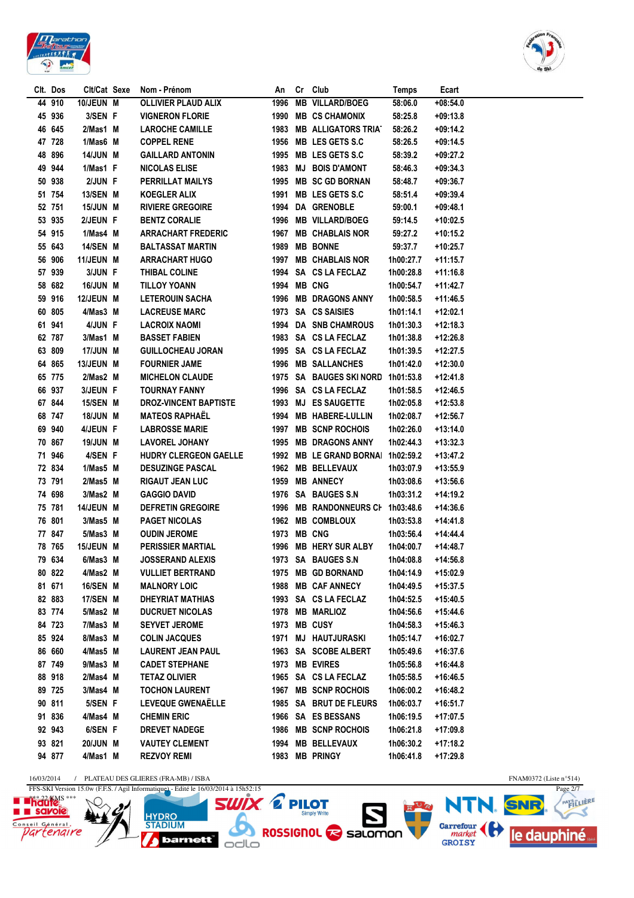| Clt. | Dos | Clt/Cat | Sexe | Nom - Prénom | An | Cr | Club | Temps | Ecart |
|---|---|---|---|---|---|---|---|---|---|
| 44 | 910 | 10/JEUN | M | OLLIVIER PLAUD ALIX | 1996 | MB | VILLARD/BOEG | 58:06.0 | +08:54.0 |
| 45 | 936 | 3/SEN | F | VIGNERON FLORIE | 1990 | MB | CS CHAMONIX | 58:25.8 | +09:13.8 |
| 46 | 645 | 2/Mas1 | M | LAROCHE CAMILLE | 1983 | MB | ALLIGATORS TRIA | 58:26.2 | +09:14.2 |
| 47 | 728 | 1/Mas6 | M | COPPEL RENE | 1956 | MB | LES GETS S.C | 58:26.5 | +09:14.5 |
| 48 | 896 | 14/JUN | M | GAILLARD ANTONIN | 1995 | MB | LES GETS S.C | 58:39.2 | +09:27.2 |
| 49 | 944 | 1/Mas1 | F | NICOLAS ELISE | 1983 | MJ | BOIS D'AMONT | 58:46.3 | +09:34.3 |
| 50 | 938 | 2/JUN | F | PERRILLAT MAILYS | 1995 | MB | SC GD BORNAN | 58:48.7 | +09:36.7 |
| 51 | 754 | 13/SEN | M | KOEGLER ALIX | 1991 | MB | LES GETS S.C | 58:51.4 | +09:39.4 |
| 52 | 751 | 15/JUN | M | RIVIERE GREGOIRE | 1994 | DA | GRENOBLE | 59:00.1 | +09:48.1 |
| 53 | 935 | 2/JEUN | F | BENTZ CORALIE | 1996 | MB | VILLARD/BOEG | 59:14.5 | +10:02.5 |
| 54 | 915 | 1/Mas4 | M | ARRACHART FREDERIC | 1967 | MB | CHABLAIS NOR | 59:27.2 | +10:15.2 |
| 55 | 643 | 14/SEN | M | BALTASSAT MARTIN | 1989 | MB | BONNE | 59:37.7 | +10:25.7 |
| 56 | 906 | 11/JEUN | M | ARRACHART HUGO | 1997 | MB | CHABLAIS NOR | 1h00:27.7 | +11:15.7 |
| 57 | 939 | 3/JUN | F | THIBAL COLINE | 1994 | SA | CS LA FECLAZ | 1h00:28.8 | +11:16.8 |
| 58 | 682 | 16/JUN | M | TILLOY YOANN | 1994 | MB | CNG | 1h00:54.7 | +11:42.7 |
| 59 | 916 | 12/JEUN | M | LETEROUIN SACHA | 1996 | MB | DRAGONS ANNY | 1h00:58.5 | +11:46.5 |
| 60 | 805 | 4/Mas3 | M | LACREUSE MARC | 1973 | SA | CS SAISIES | 1h01:14.1 | +12:02.1 |
| 61 | 941 | 4/JUN | F | LACROIX NAOMI | 1994 | DA | SNB CHAMROUS | 1h01:30.3 | +12:18.3 |
| 62 | 787 | 3/Mas1 | M | BASSET FABIEN | 1983 | SA | CS LA FECLAZ | 1h01:38.8 | +12:26.8 |
| 63 | 809 | 17/JUN | M | GUILLOCHEAU JORAN | 1995 | SA | CS LA FECLAZ | 1h01:39.5 | +12:27.5 |
| 64 | 865 | 13/JEUN | M | FOURNIER JAME | 1996 | MB | SALLANCHES | 1h01:42.0 | +12:30.0 |
| 65 | 775 | 2/Mas2 | M | MICHELON CLAUDE | 1975 | SA | BAUGES SKI NORD | 1h01:53.8 | +12:41.8 |
| 66 | 937 | 3/JEUN | F | TOURNAY FANNY | 1996 | SA | CS LA FECLAZ | 1h01:58.5 | +12:46.5 |
| 67 | 844 | 15/SEN | M | DROZ-VINCENT BAPTISTE | 1993 | MJ | ES SAUGETTE | 1h02:05.8 | +12:53.8 |
| 68 | 747 | 18/JUN | M | MATEOS RAPHAËL | 1994 | MB | HABERE-LULLIN | 1h02:08.7 | +12:56.7 |
| 69 | 940 | 4/JEUN | F | LABROSSE MARIE | 1997 | MB | SCNP ROCHOIS | 1h02:26.0 | +13:14.0 |
| 70 | 867 | 19/JUN | M | LAVOREL JOHANY | 1995 | MB | DRAGONS ANNY | 1h02:44.3 | +13:32.3 |
| 71 | 946 | 4/SEN | F | HUDRY CLERGEON GAELLE | 1992 | MB | LE GRAND BORNAI | 1h02:59.2 | +13:47.2 |
| 72 | 834 | 1/Mas5 | M | DESUZINGE PASCAL | 1962 | MB | BELLEVAUX | 1h03:07.9 | +13:55.9 |
| 73 | 791 | 2/Mas5 | M | RIGAUT JEAN LUC | 1959 | MB | ANNECY | 1h03:08.6 | +13:56.6 |
| 74 | 698 | 3/Mas2 | M | GAGGIO DAVID | 1976 | SA | BAUGES S.N | 1h03:31.2 | +14:19.2 |
| 75 | 781 | 14/JEUN | M | DEFRETIN GREGOIRE | 1996 | MB | RANDONNEURS CH | 1h03:48.6 | +14:36.6 |
| 76 | 801 | 3/Mas5 | M | PAGET NICOLAS | 1962 | MB | COMBLOUX | 1h03:53.8 | +14:41.8 |
| 77 | 847 | 5/Mas3 | M | OUDIN JEROME | 1973 | MB | CNG | 1h03:56.4 | +14:44.4 |
| 78 | 765 | 15/JEUN | M | PERISSIER MARTIAL | 1996 | MB | HERY SUR ALBY | 1h04:00.7 | +14:48.7 |
| 79 | 634 | 6/Mas3 | M | JOSSERAND ALEXIS | 1973 | SA | BAUGES S.N | 1h04:08.8 | +14:56.8 |
| 80 | 822 | 4/Mas2 | M | VULLIET BERTRAND | 1975 | MB | GD BORNAND | 1h04:14.9 | +15:02.9 |
| 81 | 671 | 16/SEN | M | MALNORY LOIC | 1988 | MB | CAF ANNECY | 1h04:49.5 | +15:37.5 |
| 82 | 883 | 17/SEN | M | DHEYRIAT MATHIAS | 1993 | SA | CS LA FECLAZ | 1h04:52.5 | +15:40.5 |
| 83 | 774 | 5/Mas2 | M | DUCRUET NICOLAS | 1978 | MB | MARLIOZ | 1h04:56.6 | +15:44.6 |
| 84 | 723 | 7/Mas3 | M | SEYVET JEROME | 1973 | MB | CUSY | 1h04:58.3 | +15:46.3 |
| 85 | 924 | 8/Mas3 | M | COLIN JACQUES | 1971 | MJ | HAUTJURASKI | 1h05:14.7 | +16:02.7 |
| 86 | 660 | 4/Mas5 | M | LAURENT JEAN PAUL | 1963 | SA | SCOBE ALBERT | 1h05:49.6 | +16:37.6 |
| 87 | 749 | 9/Mas3 | M | CADET STEPHANE | 1973 | MB | EVIRES | 1h05:56.8 | +16:44.8 |
| 88 | 918 | 2/Mas4 | M | TETAZ OLIVIER | 1965 | SA | CS LA FECLAZ | 1h05:58.5 | +16:46.5 |
| 89 | 725 | 3/Mas4 | M | TOCHON LAURENT | 1967 | MB | SCNP ROCHOIS | 1h06:00.2 | +16:48.2 |
| 90 | 811 | 5/SEN | F | LEVEQUE GWENAËLLE | 1985 | SA | BRUT DE FLEURS | 1h06:03.7 | +16:51.7 |
| 91 | 836 | 4/Mas4 | M | CHEMIN ERIC | 1966 | SA | ES BESSANS | 1h06:19.5 | +17:07.5 |
| 92 | 943 | 6/SEN | F | DREVET NADEGE | 1986 | MB | SCNP ROCHOIS | 1h06:21.8 | +17:09.8 |
| 93 | 821 | 20/JUN | M | VAUTEY CLEMENT | 1994 | MB | BELLEVAUX | 1h06:30.2 | +17:18.2 |
| 94 | 877 | 4/Mas1 | M | REZVOY REMI | 1983 | MB | PRINGY | 1h06:41.8 | +17:29.8 |

16/03/2014 / PLATEAU DES GLIERES (FRA-MB) / ISBA FNAM0372 (Liste n°514)

FFS-SKI Version 15.0w (F.F.S. / Agil Informatique) - Edité le 16/03/2014 à 15h52:15

*** 22 KMS ***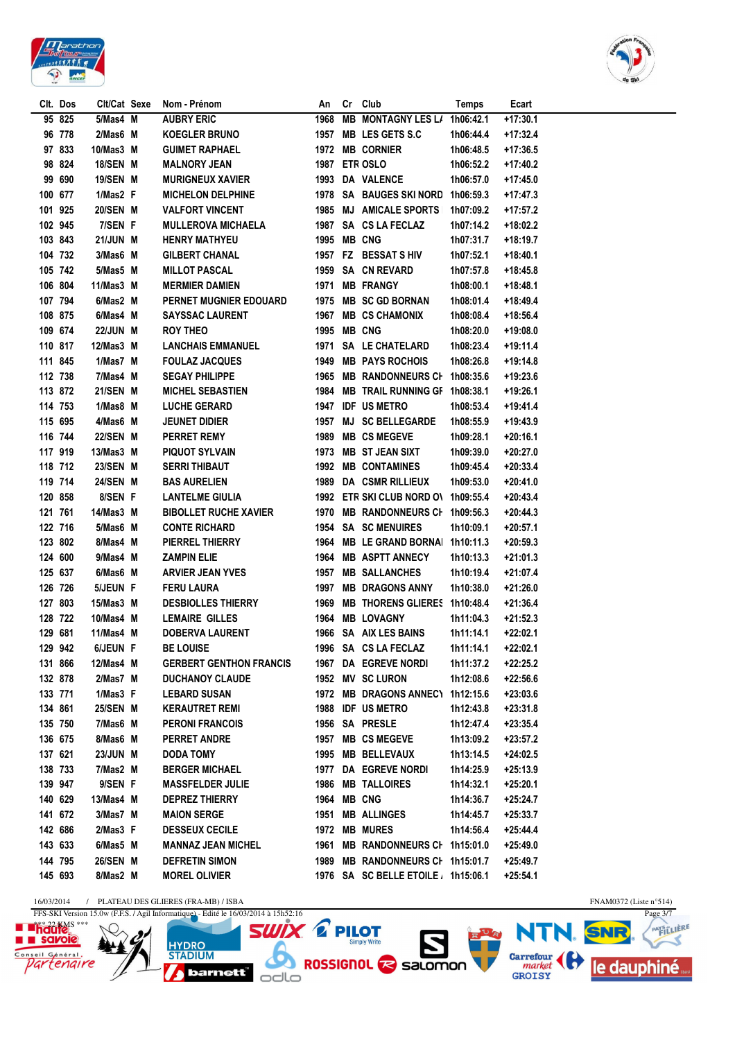| Clt. | Dos | Clt/Cat | Sexe | Nom - Prénom | An | Cr | Club | Temps | Ecart |
|---|---|---|---|---|---|---|---|---|---|
| 95 | 825 | 5/Mas4 | M | AUBRY ERIC | 1968 | MB | MONTAGNY LES LA | 1h06:42.1 | +17:30.1 |
| 96 | 778 | 2/Mas6 | M | KOEGLER BRUNO | 1957 | MB | LES GETS S.C | 1h06:44.4 | +17:32.4 |
| 97 | 833 | 10/Mas3 | M | GUIMET RAPHAEL | 1972 | MB | CORNIER | 1h06:48.5 | +17:36.5 |
| 98 | 824 | 18/SEN | M | MALNORY JEAN | 1987 | ETR | OSLO | 1h06:52.2 | +17:40.2 |
| 99 | 690 | 19/SEN | M | MURIGNEUX XAVIER | 1993 | DA | VALENCE | 1h06:57.0 | +17:45.0 |
| 100 | 677 | 1/Mas2 | F | MICHELON DELPHINE | 1978 | SA | BAUGES SKI NORD | 1h06:59.3 | +17:47.3 |
| 101 | 925 | 20/SEN | M | VALFORT VINCENT | 1985 | MJ | AMICALE SPORTS | 1h07:09.2 | +17:57.2 |
| 102 | 945 | 7/SEN | F | MULLEROVA MICHAELA | 1987 | SA | CS LA FECLAZ | 1h07:14.2 | +18:02.2 |
| 103 | 843 | 21/JUN | M | HENRY MATHYEU | 1995 | MB | CNG | 1h07:31.7 | +18:19.7 |
| 104 | 732 | 3/Mas6 | M | GILBERT CHANAL | 1957 | FZ | BESSAT S HIV | 1h07:52.1 | +18:40.1 |
| 105 | 742 | 5/Mas5 | M | MILLOT PASCAL | 1959 | SA | CN REVARD | 1h07:57.8 | +18:45.8 |
| 106 | 804 | 11/Mas3 | M | MERMIER DAMIEN | 1971 | MB | FRANGY | 1h08:00.1 | +18:48.1 |
| 107 | 794 | 6/Mas2 | M | PERNET MUGNIER EDOUARD | 1975 | MB | SC GD BORNAN | 1h08:01.4 | +18:49.4 |
| 108 | 875 | 6/Mas4 | M | SAYSSAC LAURENT | 1967 | MB | CS CHAMONIX | 1h08:08.4 | +18:56.4 |
| 109 | 674 | 22/JUN | M | ROY THEO | 1995 | MB | CNG | 1h08:20.0 | +19:08.0 |
| 110 | 817 | 12/Mas3 | M | LANCHAIS EMMANUEL | 1971 | SA | LE CHATELARD | 1h08:23.4 | +19:11.4 |
| 111 | 845 | 1/Mas7 | M | FOULAZ JACQUES | 1949 | MB | PAYS ROCHOIS | 1h08:26.8 | +19:14.8 |
| 112 | 738 | 7/Mas4 | M | SEGAY PHILIPPE | 1965 | MB | RANDONNEURS CH | 1h08:35.6 | +19:23.6 |
| 113 | 872 | 21/SEN | M | MICHEL SEBASTIEN | 1984 | MB | TRAIL RUNNING GF | 1h08:38.1 | +19:26.1 |
| 114 | 753 | 1/Mas8 | M | LUCHE GERARD | 1947 | IDF | US METRO | 1h08:53.4 | +19:41.4 |
| 115 | 695 | 4/Mas6 | M | JEUNET DIDIER | 1957 | MJ | SC BELLEGARDE | 1h08:55.9 | +19:43.9 |
| 116 | 744 | 22/SEN | M | PERRET REMY | 1989 | MB | CS MEGEVE | 1h09:28.1 | +20:16.1 |
| 117 | 919 | 13/Mas3 | M | PIQUOT SYLVAIN | 1973 | MB | ST JEAN SIXT | 1h09:39.0 | +20:27.0 |
| 118 | 712 | 23/SEN | M | SERRI THIBAUT | 1992 | MB | CONTAMINES | 1h09:45.4 | +20:33.4 |
| 119 | 714 | 24/SEN | M | BAS AURELIEN | 1989 | DA | CSMR RILLIEUX | 1h09:53.0 | +20:41.0 |
| 120 | 858 | 8/SEN | F | LANTELME GIULIA | 1992 | ETR | SKI CLUB NORD OV | 1h09:55.4 | +20:43.4 |
| 121 | 761 | 14/Mas3 | M | BIBOLLET RUCHE XAVIER | 1970 | MB | RANDONNEURS CH | 1h09:56.3 | +20:44.3 |
| 122 | 716 | 5/Mas6 | M | CONTE RICHARD | 1954 | SA | SC MENUIRES | 1h10:09.1 | +20:57.1 |
| 123 | 802 | 8/Mas4 | M | PIERREL THIERRY | 1964 | MB | LE GRAND BORNAI | 1h10:11.3 | +20:59.3 |
| 124 | 600 | 9/Mas4 | M | ZAMPIN ELIE | 1964 | MB | ASPTT ANNECY | 1h10:13.3 | +21:01.3 |
| 125 | 637 | 6/Mas6 | M | ARVIER JEAN YVES | 1957 | MB | SALLANCHES | 1h10:19.4 | +21:07.4 |
| 126 | 726 | 5/JEUN | F | FERU LAURA | 1997 | MB | DRAGONS ANNY | 1h10:38.0 | +21:26.0 |
| 127 | 803 | 15/Mas3 | M | DESBIOLLES THIERRY | 1969 | MB | THORENS GLIERES | 1h10:48.4 | +21:36.4 |
| 128 | 722 | 10/Mas4 | M | LEMAIRE GILLES | 1964 | MB | LOVAGNY | 1h11:04.3 | +21:52.3 |
| 129 | 681 | 11/Mas4 | M | DOBERVA LAURENT | 1966 | SA | AIX LES BAINS | 1h11:14.1 | +22:02.1 |
| 129 | 942 | 6/JEUN | F | BE LOUISE | 1996 | SA | CS LA FECLAZ | 1h11:14.1 | +22:02.1 |
| 131 | 866 | 12/Mas4 | M | GERBERT GENTHON FRANCIS | 1967 | DA | EGREVE NORDI | 1h11:37.2 | +22:25.2 |
| 132 | 878 | 2/Mas7 | M | DUCHANOY CLAUDE | 1952 | MV | SC LURON | 1h12:08.6 | +22:56.6 |
| 133 | 771 | 1/Mas3 | F | LEBARD SUSAN | 1972 | MB | DRAGONS ANNECY | 1h12:15.6 | +23:03.6 |
| 134 | 861 | 25/SEN | M | KERAUTRET REMI | 1988 | IDF | US METRO | 1h12:43.8 | +23:31.8 |
| 135 | 750 | 7/Mas6 | M | PERONI FRANCOIS | 1956 | SA | PRESLE | 1h12:47.4 | +23:35.4 |
| 136 | 675 | 8/Mas6 | M | PERRET ANDRE | 1957 | MB | CS MEGEVE | 1h13:09.2 | +23:57.2 |
| 137 | 621 | 23/JUN | M | DODA TOMY | 1995 | MB | BELLEVAUX | 1h13:14.5 | +24:02.5 |
| 138 | 733 | 7/Mas2 | M | BERGER MICHAEL | 1977 | DA | EGREVE NORDI | 1h14:25.9 | +25:13.9 |
| 139 | 947 | 9/SEN | F | MASSFELDER JULIE | 1986 | MB | TALLOIRES | 1h14:32.1 | +25:20.1 |
| 140 | 629 | 13/Mas4 | M | DEPREZ THIERRY | 1964 | MB | CNG | 1h14:36.7 | +25:24.7 |
| 141 | 672 | 3/Mas7 | M | MAION SERGE | 1951 | MB | ALLINGES | 1h14:45.7 | +25:33.7 |
| 142 | 686 | 2/Mas3 | F | DESSEUX CECILE | 1972 | MB | MURES | 1h14:56.4 | +25:44.4 |
| 143 | 633 | 6/Mas5 | M | MANNAZ JEAN MICHEL | 1961 | MB | RANDONNEURS CH | 1h15:01.0 | +25:49.0 |
| 144 | 795 | 26/SEN | M | DEFRETIN SIMON | 1989 | MB | RANDONNEURS CH | 1h15:01.7 | +25:49.7 |
| 145 | 693 | 8/Mas2 | M | MOREL OLIVIER | 1976 | SA | SC BELLE ETOILE A | 1h15:06.1 | +25:54.1 |

16/03/2014 / PLATEAU DES GLIERES (FRA-MB) / ISBA — FNAM0372 (Liste n°514)

FFS-SKI Version 15.0w (F.F.S. / Agil Informatique) - Edité le 16/03/2014 à 15h52:16

\*\*\* 22 KMS \*\*\*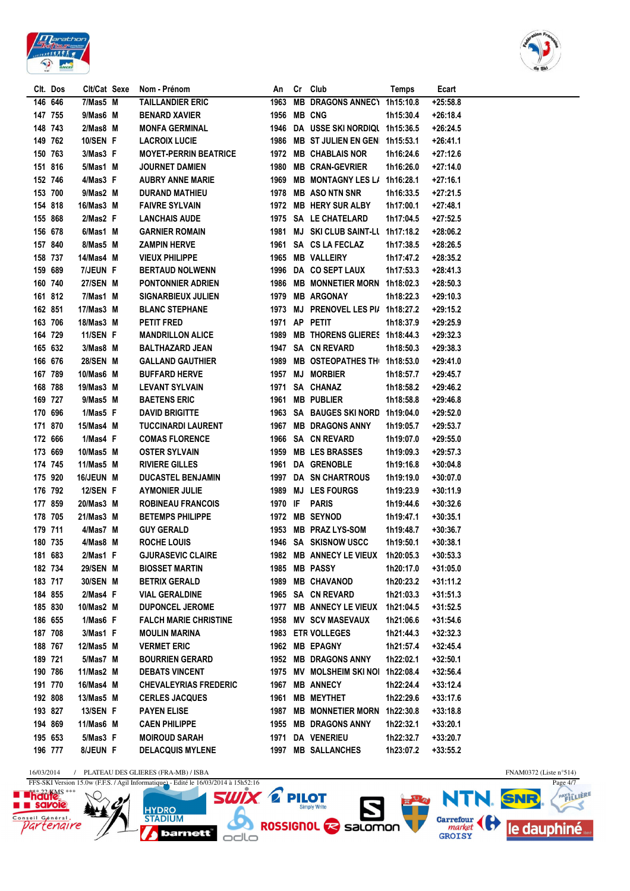| Clt. | Dos | Clt/Cat | Sexe | Nom - Prénom | An | Cr | Club | Temps | Ecart |
|---|---|---|---|---|---|---|---|---|---|
| 146 | 646 | 7/Mas5 | M | TAILLANDIER ERIC | 1963 | MB | DRAGONS ANNECY | 1h15:10.8 | +25:58.8 |
| 147 | 755 | 9/Mas6 | M | BENARD XAVIER | 1956 | MB | CNG | 1h15:30.4 | +26:18.4 |
| 148 | 743 | 2/Mas8 | M | MONFA GERMINAL | 1946 | DA | USSE SKI NORDIQU | 1h15:36.5 | +26:24.5 |
| 149 | 762 | 10/SEN | F | LACROIX LUCIE | 1986 | MB | ST JULIEN EN GEN | 1h15:53.1 | +26:41.1 |
| 150 | 763 | 3/Mas3 | F | MOYET-PERRIN BEATRICE | 1972 | MB | CHABLAIS NOR | 1h16:24.6 | +27:12.6 |
| 151 | 816 | 5/Mas1 | M | JOURNET DAMIEN | 1980 | MB | CRAN-GEVRIER | 1h16:26.0 | +27:14.0 |
| 152 | 746 | 4/Mas3 | F | AUBRY ANNE MARIE | 1969 | MB | MONTAGNY LES LA | 1h16:28.1 | +27:16.1 |
| 153 | 700 | 9/Mas2 | M | DURAND MATHIEU | 1978 | MB | ASO NTN SNR | 1h16:33.5 | +27:21.5 |
| 154 | 818 | 16/Mas3 | M | FAIVRE SYLVAIN | 1972 | MB | HERY SUR ALBY | 1h17:00.1 | +27:48.1 |
| 155 | 868 | 2/Mas2 | F | LANCHAIS AUDE | 1975 | SA | LE CHATELARD | 1h17:04.5 | +27:52.5 |
| 156 | 678 | 6/Mas1 | M | GARNIER ROMAIN | 1981 | MJ | SKI CLUB SAINT-LU | 1h17:18.2 | +28:06.2 |
| 157 | 840 | 8/Mas5 | M | ZAMPIN HERVE | 1961 | SA | CS LA FECLAZ | 1h17:38.5 | +28:26.5 |
| 158 | 737 | 14/Mas4 | M | VIEUX PHILIPPE | 1965 | MB | VALLEIRY | 1h17:47.2 | +28:35.2 |
| 159 | 689 | 7/JEUN | F | BERTAUD NOLWENN | 1996 | DA | CO SEPT LAUX | 1h17:53.3 | +28:41.3 |
| 160 | 740 | 27/SEN | M | PONTONNIER ADRIEN | 1986 | MB | MONNETIER MORN | 1h18:02.3 | +28:50.3 |
| 161 | 812 | 7/Mas1 | M | SIGNARBIEUX JULIEN | 1979 | MB | ARGONAY | 1h18:22.3 | +29:10.3 |
| 162 | 851 | 17/Mas3 | M | BLANC STEPHANE | 1973 | MJ | PRENOVEL LES PIA | 1h18:27.2 | +29:15.2 |
| 163 | 706 | 18/Mas3 | M | PETIT FRED | 1971 | AP | PETIT | 1h18:37.9 | +29:25.9 |
| 164 | 729 | 11/SEN | F | MANDRILLON ALICE | 1989 | MB | THORENS GLIERES | 1h18:44.3 | +29:32.3 |
| 165 | 632 | 3/Mas8 | M | BALTHAZARD JEAN | 1947 | SA | CN REVARD | 1h18:50.3 | +29:38.3 |
| 166 | 676 | 28/SEN | M | GALLAND GAUTHIER | 1989 | MB | OSTEOPATHES TH | 1h18:53.0 | +29:41.0 |
| 167 | 789 | 10/Mas6 | M | BUFFARD HERVE | 1957 | MJ | MORBIER | 1h18:57.7 | +29:45.7 |
| 168 | 788 | 19/Mas3 | M | LEVANT SYLVAIN | 1971 | SA | CHANAZ | 1h18:58.2 | +29:46.2 |
| 169 | 727 | 9/Mas5 | M | BAETENS ERIC | 1961 | MB | PUBLIER | 1h18:58.8 | +29:46.8 |
| 170 | 696 | 1/Mas5 | F | DAVID BRIGITTE | 1963 | SA | BAUGES SKI NORD | 1h19:04.0 | +29:52.0 |
| 171 | 870 | 15/Mas4 | M | TUCCINARDI LAURENT | 1967 | MB | DRAGONS ANNY | 1h19:05.7 | +29:53.7 |
| 172 | 666 | 1/Mas4 | F | COMAS FLORENCE | 1966 | SA | CN REVARD | 1h19:07.0 | +29:55.0 |
| 173 | 669 | 10/Mas5 | M | OSTER SYLVAIN | 1959 | MB | LES BRASSES | 1h19:09.3 | +29:57.3 |
| 174 | 745 | 11/Mas5 | M | RIVIERE GILLES | 1961 | DA | GRENOBLE | 1h19:16.8 | +30:04.8 |
| 175 | 920 | 16/JEUN | M | DUCASTEL BENJAMIN | 1997 | DA | SN CHARTROUS | 1h19:19.0 | +30:07.0 |
| 176 | 792 | 12/SEN | F | AYMONIER JULIE | 1989 | MJ | LES FOURGS | 1h19:23.9 | +30:11.9 |
| 177 | 859 | 20/Mas3 | M | ROBINEAU FRANCOIS | 1970 | IF | PARIS | 1h19:44.6 | +30:32.6 |
| 178 | 705 | 21/Mas3 | M | BETEMPS PHILIPPE | 1972 | MB | SEYNOD | 1h19:47.1 | +30:35.1 |
| 179 | 711 | 4/Mas7 | M | GUY GERALD | 1953 | MB | PRAZ LYS-SOM | 1h19:48.7 | +30:36.7 |
| 180 | 735 | 4/Mas8 | M | ROCHE LOUIS | 1946 | SA | SKISNOW USCC | 1h19:50.1 | +30:38.1 |
| 181 | 683 | 2/Mas1 | F | GJURASEVIC CLAIRE | 1982 | MB | ANNECY LE VIEUX | 1h20:05.3 | +30:53.3 |
| 182 | 734 | 29/SEN | M | BIOSSET MARTIN | 1985 | MB | PASSY | 1h20:17.0 | +31:05.0 |
| 183 | 717 | 30/SEN | M | BETRIX GERALD | 1989 | MB | CHAVANOD | 1h20:23.2 | +31:11.2 |
| 184 | 855 | 2/Mas4 | F | VIAL GERALDINE | 1965 | SA | CN REVARD | 1h21:03.3 | +31:51.3 |
| 185 | 830 | 10/Mas2 | M | DUPONCEL JEROME | 1977 | MB | ANNECY LE VIEUX | 1h21:04.5 | +31:52.5 |
| 186 | 655 | 1/Mas6 | F | FALCH MARIE CHRISTINE | 1958 | MV | SCV MASEVAUX | 1h21:06.6 | +31:54.6 |
| 187 | 708 | 3/Mas1 | F | MOULIN MARINA | 1983 | ETR | VOLLEGES | 1h21:44.3 | +32:32.3 |
| 188 | 767 | 12/Mas5 | M | VERMET ERIC | 1962 | MB | EPAGNY | 1h21:57.4 | +32:45.4 |
| 189 | 721 | 5/Mas7 | M | BOURRIEN GERARD | 1952 | MB | DRAGONS ANNY | 1h22:02.1 | +32:50.1 |
| 190 | 786 | 11/Mas2 | M | DEBATS VINCENT | 1975 | MV | MOLSHEIM SKI NOI | 1h22:08.4 | +32:56.4 |
| 191 | 770 | 16/Mas4 | M | CHEVALEYRIAS FREDERIC | 1967 | MB | ANNECY | 1h22:24.4 | +33:12.4 |
| 192 | 808 | 13/Mas5 | M | CERLES JACQUES | 1961 | MB | MEYTHET | 1h22:29.6 | +33:17.6 |
| 193 | 827 | 13/SEN | F | PAYEN ELISE | 1987 | MB | MONNETIER MORN | 1h22:30.8 | +33:18.8 |
| 194 | 869 | 11/Mas6 | M | CAEN PHILIPPE | 1955 | MB | DRAGONS ANNY | 1h22:32.1 | +33:20.1 |
| 195 | 653 | 5/Mas3 | F | MOIROUD SARAH | 1971 | DA | VENERIEU | 1h22:32.7 | +33:20.7 |
| 196 | 777 | 8/JEUN | F | DELACQUIS MYLENE | 1997 | MB | SALLANCHES | 1h23:07.2 | +33:55.2 |

16/03/2014 / PLATEAU DES GLIERES (FRA-MB) / ISBA — FNAM0372 (Liste n°514)

FFS-SKI Version 15.0w (F.F.S. / Agil Informatique) - Edité le 16/03/2014 à 15h52:16

*** 22 KMS ***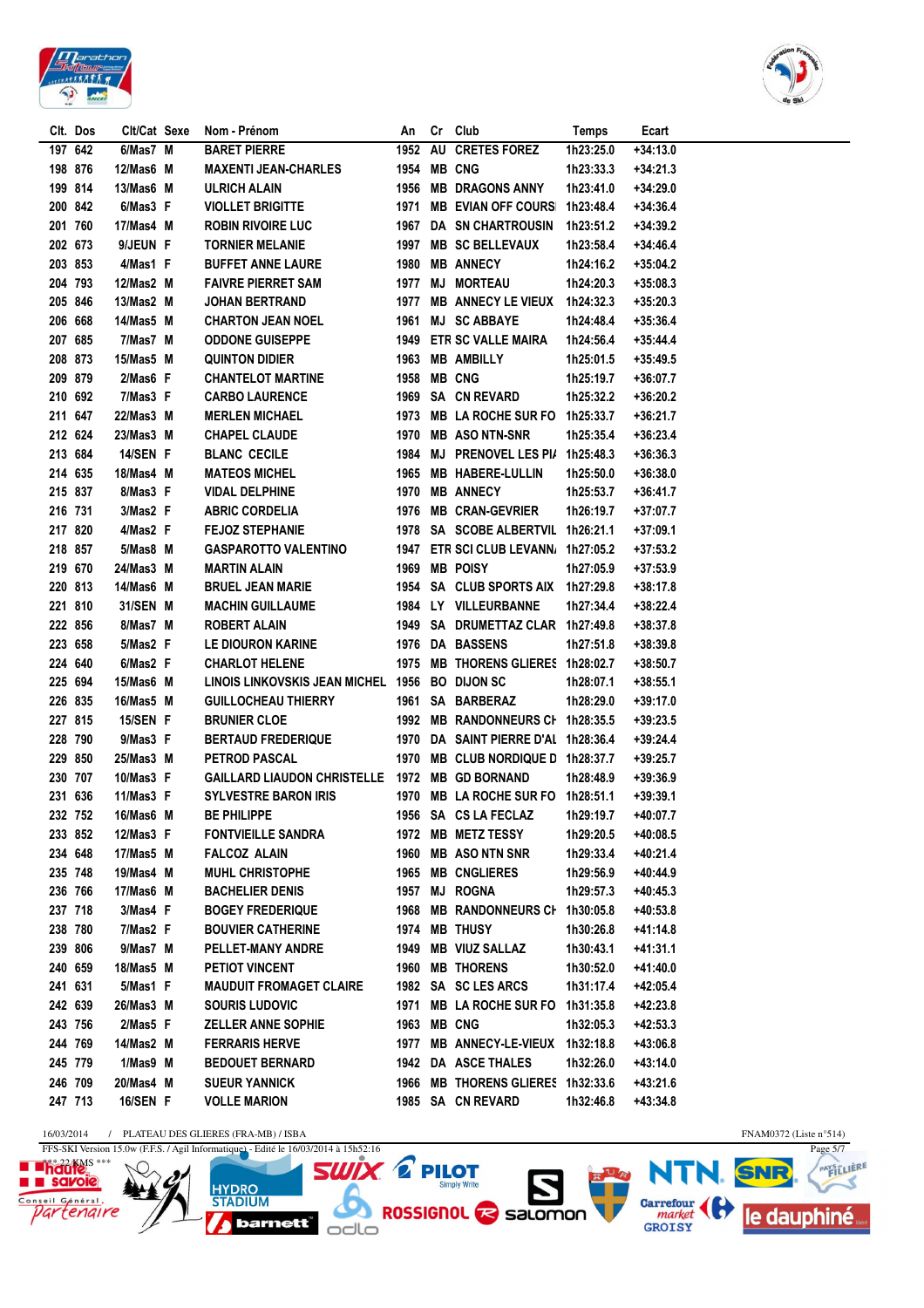| Clt. | Dos | Clt/Cat | Sexe | Nom - Prénom | An | Cr | Club | Temps | Ecart |
|---|---|---|---|---|---|---|---|---|---|
| 197 | 642 | 6/Mas7 | M | BARET PIERRE | 1952 | AU | CRETES FOREZ | 1h23:25.0 | +34:13.0 |
| 198 | 876 | 12/Mas6 | M | MAXENTI JEAN-CHARLES | 1954 | MB | CNG | 1h23:33.3 | +34:21.3 |
| 199 | 814 | 13/Mas6 | M | ULRICH ALAIN | 1956 | MB | DRAGONS ANNY | 1h23:41.0 | +34:29.0 |
| 200 | 842 | 6/Mas3 | F | VIOLLET BRIGITTE | 1971 | MB | EVIAN OFF COURS | 1h23:48.4 | +34:36.4 |
| 201 | 760 | 17/Mas4 | M | ROBIN RIVOIRE LUC | 1967 | DA | SN CHARTROUSIN | 1h23:51.2 | +34:39.2 |
| 202 | 673 | 9/JEUN | F | TORNIER MELANIE | 1997 | MB | SC BELLEVAUX | 1h23:58.4 | +34:46.4 |
| 203 | 853 | 4/Mas1 | F | BUFFET ANNE LAURE | 1980 | MB | ANNECY | 1h24:16.2 | +35:04.2 |
| 204 | 793 | 12/Mas2 | M | FAIVRE PIERRET SAM | 1977 | MJ | MORTEAU | 1h24:20.3 | +35:08.3 |
| 205 | 846 | 13/Mas2 | M | JOHAN BERTRAND | 1977 | MB | ANNECY LE VIEUX | 1h24:32.3 | +35:20.3 |
| 206 | 668 | 14/Mas5 | M | CHARTON JEAN NOEL | 1961 | MJ | SC ABBAYE | 1h24:48.4 | +35:36.4 |
| 207 | 685 | 7/Mas7 | M | ODDONE GUISEPPE | 1949 | ETR | SC VALLE MAIRA | 1h24:56.4 | +35:44.4 |
| 208 | 873 | 15/Mas5 | M | QUINTON DIDIER | 1963 | MB | AMBILLY | 1h25:01.5 | +35:49.5 |
| 209 | 879 | 2/Mas6 | F | CHANTELOT MARTINE | 1958 | MB | CNG | 1h25:19.7 | +36:07.7 |
| 210 | 692 | 7/Mas3 | F | CARBO LAURENCE | 1969 | SA | CN REVARD | 1h25:32.2 | +36:20.2 |
| 211 | 647 | 22/Mas3 | M | MERLEN MICHAEL | 1973 | MB | LA ROCHE SUR FO | 1h25:33.7 | +36:21.7 |
| 212 | 624 | 23/Mas3 | M | CHAPEL CLAUDE | 1970 | MB | ASO NTN-SNR | 1h25:35.4 | +36:23.4 |
| 213 | 684 | 14/SEN | F | BLANC CECILE | 1984 | MJ | PRENOVEL LES PI/ | 1h25:48.3 | +36:36.3 |
| 214 | 635 | 18/Mas4 | M | MATEOS MICHEL | 1965 | MB | HABERE-LULLIN | 1h25:50.0 | +36:38.0 |
| 215 | 837 | 8/Mas3 | F | VIDAL DELPHINE | 1970 | MB | ANNECY | 1h25:53.7 | +36:41.7 |
| 216 | 731 | 3/Mas2 | F | ABRIC CORDELIA | 1976 | MB | CRAN-GEVRIER | 1h26:19.7 | +37:07.7 |
| 217 | 820 | 4/Mas2 | F | FEJOZ STEPHANIE | 1978 | SA | SCOBE ALBERTVIL | 1h26:21.1 | +37:09.1 |
| 218 | 857 | 5/Mas8 | M | GASPAROTTO VALENTINO | 1947 | ETR | SCI CLUB LEVANN/ | 1h27:05.2 | +37:53.2 |
| 219 | 670 | 24/Mas3 | M | MARTIN ALAIN | 1969 | MB | POISY | 1h27:05.9 | +37:53.9 |
| 220 | 813 | 14/Mas6 | M | BRUEL JEAN MARIE | 1954 | SA | CLUB SPORTS AIX | 1h27:29.8 | +38:17.8 |
| 221 | 810 | 31/SEN | M | MACHIN GUILLAUME | 1984 | LY | VILLEURBANNE | 1h27:34.4 | +38:22.4 |
| 222 | 856 | 8/Mas7 | M | ROBERT ALAIN | 1949 | SA | DRUMETTAZ CLAR | 1h27:49.8 | +38:37.8 |
| 223 | 658 | 5/Mas2 | F | LE DIOURON KARINE | 1976 | DA | BASSENS | 1h27:51.8 | +38:39.8 |
| 224 | 640 | 6/Mas2 | F | CHARLOT HELENE | 1975 | MB | THORENS GLIERES | 1h28:02.7 | +38:50.7 |
| 225 | 694 | 15/Mas6 | M | LINOIS LINKOVSKIS JEAN MICHEL | 1956 | BO | DIJON SC | 1h28:07.1 | +38:55.1 |
| 226 | 835 | 16/Mas5 | M | GUILLOCHEAU THIERRY | 1961 | SA | BARBERAZ | 1h28:29.0 | +39:17.0 |
| 227 | 815 | 15/SEN | F | BRUNIER CLOE | 1992 | MB | RANDONNEURS CH | 1h28:35.5 | +39:23.5 |
| 228 | 790 | 9/Mas3 | F | BERTAUD FREDERIQUE | 1970 | DA | SAINT PIERRE D'AL | 1h28:36.4 | +39:24.4 |
| 229 | 850 | 25/Mas3 | M | PETROD PASCAL | 1970 | MB | CLUB NORDIQUE D | 1h28:37.7 | +39:25.7 |
| 230 | 707 | 10/Mas3 | F | GAILLARD LIAUDON CHRISTELLE | 1972 | MB | GD BORNAND | 1h28:48.9 | +39:36.9 |
| 231 | 636 | 11/Mas3 | F | SYLVESTRE BARON IRIS | 1970 | MB | LA ROCHE SUR FO | 1h28:51.1 | +39:39.1 |
| 232 | 752 | 16/Mas6 | M | BE PHILIPPE | 1956 | SA | CS LA FECLAZ | 1h29:19.7 | +40:07.7 |
| 233 | 852 | 12/Mas3 | F | FONTVIEILLE SANDRA | 1972 | MB | METZ TESSY | 1h29:20.5 | +40:08.5 |
| 234 | 648 | 17/Mas5 | M | FALCOZ ALAIN | 1960 | MB | ASO NTN SNR | 1h29:33.4 | +40:21.4 |
| 235 | 748 | 19/Mas4 | M | MUHL CHRISTOPHE | 1965 | MB | CNGLIERES | 1h29:56.9 | +40:44.9 |
| 236 | 766 | 17/Mas6 | M | BACHELIER DENIS | 1957 | MJ | ROGNA | 1h29:57.3 | +40:45.3 |
| 237 | 718 | 3/Mas4 | F | BOGEY FREDERIQUE | 1968 | MB | RANDONNEURS CH | 1h30:05.8 | +40:53.8 |
| 238 | 780 | 7/Mas2 | F | BOUVIER CATHERINE | 1974 | MB | THUSY | 1h30:26.8 | +41:14.8 |
| 239 | 806 | 9/Mas7 | M | PELLET-MANY ANDRE | 1949 | MB | VIUZ SALLAZ | 1h30:43.1 | +41:31.1 |
| 240 | 659 | 18/Mas5 | M | PETIOT VINCENT | 1960 | MB | THORENS | 1h30:52.0 | +41:40.0 |
| 241 | 631 | 5/Mas1 | F | MAUDUIT FROMAGET CLAIRE | 1982 | SA | SC LES ARCS | 1h31:17.4 | +42:05.4 |
| 242 | 639 | 26/Mas3 | M | SOURIS LUDOVIC | 1971 | MB | LA ROCHE SUR FO | 1h31:35.8 | +42:23.8 |
| 243 | 756 | 2/Mas5 | F | ZELLER ANNE SOPHIE | 1963 | MB | CNG | 1h32:05.3 | +42:53.3 |
| 244 | 769 | 14/Mas2 | M | FERRARIS HERVE | 1977 | MB | ANNECY-LE-VIEUX | 1h32:18.8 | +43:06.8 |
| 245 | 779 | 1/Mas9 | M | BEDOUET BERNARD | 1942 | DA | ASCE THALES | 1h32:26.0 | +43:14.0 |
| 246 | 709 | 20/Mas4 | M | SUEUR YANNICK | 1966 | MB | THORENS GLIERES | 1h32:33.6 | +43:21.6 |
| 247 | 713 | 16/SEN | F | VOLLE MARION | 1985 | SA | CN REVARD | 1h32:46.8 | +43:34.8 |

16/03/2014 / PLATEAU DES GLIERES (FRA-MB) / ISBA FNAM0372 (Liste n°514)

FFS-SKI Version 15.0w (F.F.S. / Agil Informatique) - Edité le 16/03/2014 à 15h52:16

*** 22 KMS ***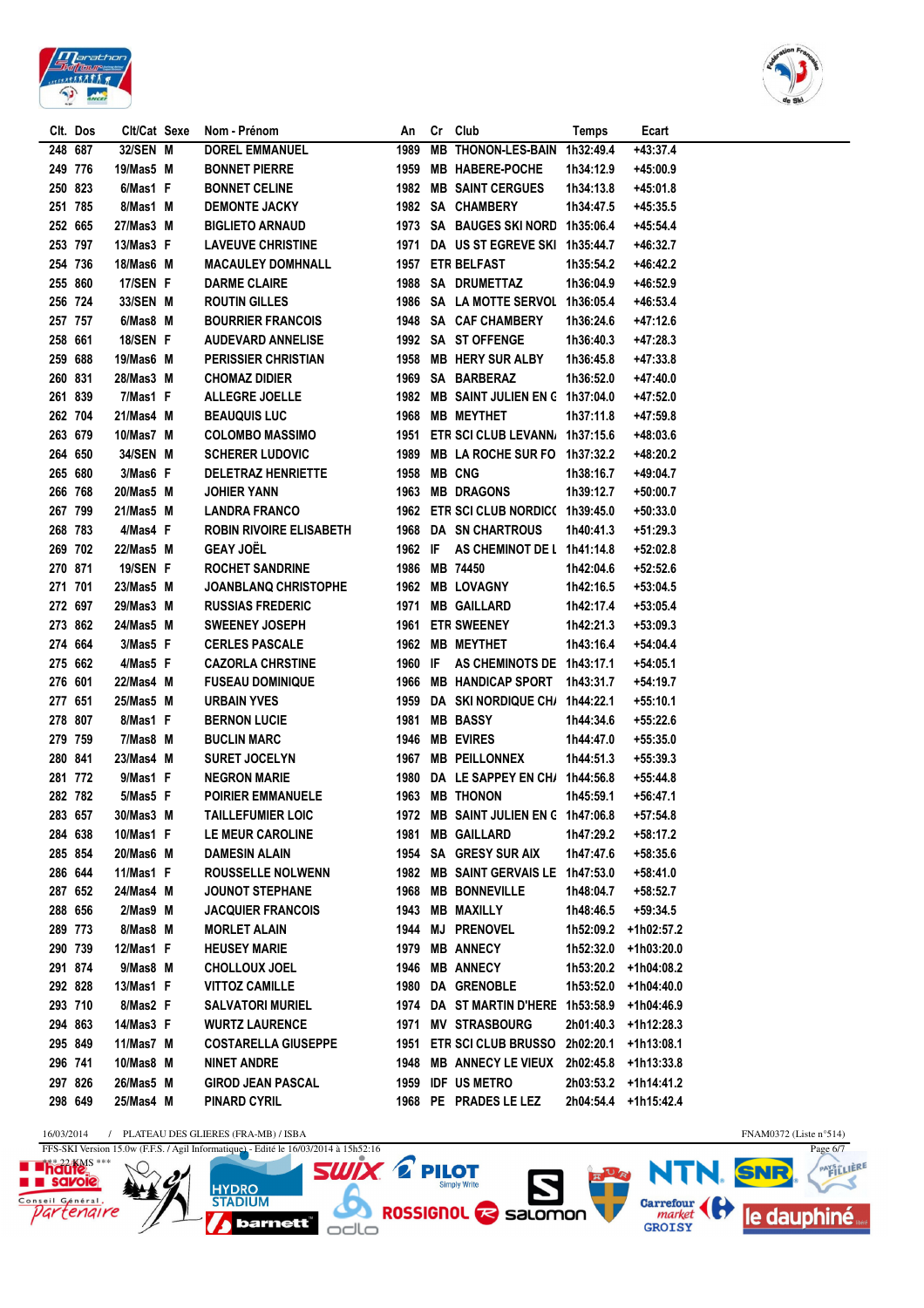| Clt. | Dos | Clt/Cat | Sexe | Nom - Prénom | An | Cr | Club | Temps | Ecart |
|---|---|---|---|---|---|---|---|---|---|
| 248 | 687 | 32/SEN | M | DOREL EMMANUEL | 1989 | MB | THONON-LES-BAIN | 1h32:49.4 | +43:37.4 |
| 249 | 776 | 19/Mas5 | M | BONNET PIERRE | 1959 | MB | HABERE-POCHE | 1h34:12.9 | +45:00.9 |
| 250 | 823 | 6/Mas1 | F | BONNET CELINE | 1982 | MB | SAINT CERGUES | 1h34:13.8 | +45:01.8 |
| 251 | 785 | 8/Mas1 | M | DEMONTE JACKY | 1982 | SA | CHAMBERY | 1h34:47.5 | +45:35.5 |
| 252 | 665 | 27/Mas3 | M | BIGLIETO ARNAUD | 1973 | SA | BAUGES SKI NORD | 1h35:06.4 | +45:54.4 |
| 253 | 797 | 13/Mas3 | F | LAVEUVE CHRISTINE | 1971 | DA | US ST EGREVE SKI | 1h35:44.7 | +46:32.7 |
| 254 | 736 | 18/Mas6 | M | MACAULEY DOMHNALL | 1957 | ETR | BELFAST | 1h35:54.2 | +46:42.2 |
| 255 | 860 | 17/SEN | F | DARME CLAIRE | 1988 | SA | DRUMETTAZ | 1h36:04.9 | +46:52.9 |
| 256 | 724 | 33/SEN | M | ROUTIN GILLES | 1986 | SA | LA MOTTE SERVOL | 1h36:05.4 | +46:53.4 |
| 257 | 757 | 6/Mas8 | M | BOURRIER FRANCOIS | 1948 | SA | CAF CHAMBERY | 1h36:24.6 | +47:12.6 |
| 258 | 661 | 18/SEN | F | AUDEVARD ANNELISE | 1992 | SA | ST OFFENGE | 1h36:40.3 | +47:28.3 |
| 259 | 688 | 19/Mas6 | M | PERISSIER CHRISTIAN | 1958 | MB | HERY SUR ALBY | 1h36:45.8 | +47:33.8 |
| 260 | 831 | 28/Mas3 | M | CHOMAZ DIDIER | 1969 | SA | BARBERAZ | 1h36:52.0 | +47:40.0 |
| 261 | 839 | 7/Mas1 | F | ALLEGRE JOELLE | 1982 | MB | SAINT JULIEN EN G | 1h37:04.0 | +47:52.0 |
| 262 | 704 | 21/Mas4 | M | BEAUQUIS LUC | 1968 | MB | MEYTHET | 1h37:11.8 | +47:59.8 |
| 263 | 679 | 10/Mas7 | M | COLOMBO MASSIMO | 1951 | ETR | SCI CLUB LEVANN/ | 1h37:15.6 | +48:03.6 |
| 264 | 650 | 34/SEN | M | SCHERER LUDOVIC | 1989 | MB | LA ROCHE SUR FO | 1h37:32.2 | +48:20.2 |
| 265 | 680 | 3/Mas6 | F | DELETRAZ HENRIETTE | 1958 | MB | CNG | 1h38:16.7 | +49:04.7 |
| 266 | 768 | 20/Mas5 | M | JOHIER YANN | 1963 | MB | DRAGONS | 1h39:12.7 | +50:00.7 |
| 267 | 799 | 21/Mas5 | M | LANDRA FRANCO | 1962 | ETR | SCI CLUB NORDIC( | 1h39:45.0 | +50:33.0 |
| 268 | 783 | 4/Mas4 | F | ROBIN RIVOIRE ELISABETH | 1968 | DA | SN CHARTROUS | 1h40:41.3 | +51:29.3 |
| 269 | 702 | 22/Mas5 | M | GEAY JOËL | 1962 | IF | AS CHEMINOT DE L | 1h41:14.8 | +52:02.8 |
| 270 | 871 | 19/SEN | F | ROCHET SANDRINE | 1986 | MB | 74450 | 1h42:04.6 | +52:52.6 |
| 271 | 701 | 23/Mas5 | M | JOANBLANQ CHRISTOPHE | 1962 | MB | LOVAGNY | 1h42:16.5 | +53:04.5 |
| 272 | 697 | 29/Mas3 | M | RUSSIAS FREDERIC | 1971 | MB | GAILLARD | 1h42:17.4 | +53:05.4 |
| 273 | 862 | 24/Mas5 | M | SWEENEY JOSEPH | 1961 | ETR | SWEENEY | 1h42:21.3 | +53:09.3 |
| 274 | 664 | 3/Mas5 | F | CERLES PASCALE | 1962 | MB | MEYTHET | 1h43:16.4 | +54:04.4 |
| 275 | 662 | 4/Mas5 | F | CAZORLA CHRSTINE | 1960 | IF | AS CHEMINOTS DE | 1h43:17.1 | +54:05.1 |
| 276 | 601 | 22/Mas4 | M | FUSEAU DOMINIQUE | 1966 | MB | HANDICAP SPORT | 1h43:31.7 | +54:19.7 |
| 277 | 651 | 25/Mas5 | M | URBAIN YVES | 1959 | DA | SKI NORDIQUE CH/ | 1h44:22.1 | +55:10.1 |
| 278 | 807 | 8/Mas1 | F | BERNON LUCIE | 1981 | MB | BASSY | 1h44:34.6 | +55:22.6 |
| 279 | 759 | 7/Mas8 | M | BUCLIN MARC | 1946 | MB | EVIRES | 1h44:47.0 | +55:35.0 |
| 280 | 841 | 23/Mas4 | M | SURET JOCELYN | 1967 | MB | PEILLONNEX | 1h44:51.3 | +55:39.3 |
| 281 | 772 | 9/Mas1 | F | NEGRON MARIE | 1980 | DA | LE SAPPEY EN CH/ | 1h44:56.8 | +55:44.8 |
| 282 | 782 | 5/Mas5 | F | POIRIER EMMANUELE | 1963 | MB | THONON | 1h45:59.1 | +56:47.1 |
| 283 | 657 | 30/Mas3 | M | TAILLEFUMIER LOIC | 1972 | MB | SAINT JULIEN EN G | 1h47:06.8 | +57:54.8 |
| 284 | 638 | 10/Mas1 | F | LE MEUR CAROLINE | 1981 | MB | GAILLARD | 1h47:29.2 | +58:17.2 |
| 285 | 854 | 20/Mas6 | M | DAMESIN ALAIN | 1954 | SA | GRESY SUR AIX | 1h47:47.6 | +58:35.6 |
| 286 | 644 | 11/Mas1 | F | ROUSSELLE NOLWENN | 1982 | MB | SAINT GERVAIS LE | 1h47:53.0 | +58:41.0 |
| 287 | 652 | 24/Mas4 | M | JOUNOT STEPHANE | 1968 | MB | BONNEVILLE | 1h48:04.7 | +58:52.7 |
| 288 | 656 | 2/Mas9 | M | JACQUIER FRANCOIS | 1943 | MB | MAXILLY | 1h48:46.5 | +59:34.5 |
| 289 | 773 | 8/Mas8 | M | MORLET ALAIN | 1944 | MJ | PRENOVEL | 1h52:09.2 | +1h02:57.2 |
| 290 | 739 | 12/Mas1 | F | HEUSEY MARIE | 1979 | MB | ANNECY | 1h52:32.0 | +1h03:20.0 |
| 291 | 874 | 9/Mas8 | M | CHOLLOUX JOEL | 1946 | MB | ANNECY | 1h53:20.2 | +1h04:08.2 |
| 292 | 828 | 13/Mas1 | F | VITTOZ CAMILLE | 1980 | DA | GRENOBLE | 1h53:52.0 | +1h04:40.0 |
| 293 | 710 | 8/Mas2 | F | SALVATORI MURIEL | 1974 | DA | ST MARTIN D'HERE | 1h53:58.9 | +1h04:46.9 |
| 294 | 863 | 14/Mas3 | F | WURTZ LAURENCE | 1971 | MV | STRASBOURG | 2h01:40.3 | +1h12:28.3 |
| 295 | 849 | 11/Mas7 | M | COSTARELLA GIUSEPPE | 1951 | ETR | SCI CLUB BRUSSO | 2h02:20.1 | +1h13:08.1 |
| 296 | 741 | 10/Mas8 | M | NINET ANDRE | 1948 | MB | ANNECY LE VIEUX | 2h02:45.8 | +1h13:33.8 |
| 297 | 826 | 26/Mas5 | M | GIROD JEAN PASCAL | 1959 | IDF | US METRO | 2h03:53.2 | +1h14:41.2 |
| 298 | 649 | 25/Mas4 | M | PINARD CYRIL | 1968 | PE | PRADES LE LEZ | 2h04:54.4 | +1h15:42.4 |

16/03/2014 / PLATEAU DES GLIERES (FRA-MB) / ISBA — FNAM0372 (Liste n°514)

FFS-SKI Version 15.0w (F.F.S. / Agil Informatique) - Edité le 16/03/2014 à 15h52:16

*** 22 KMS ***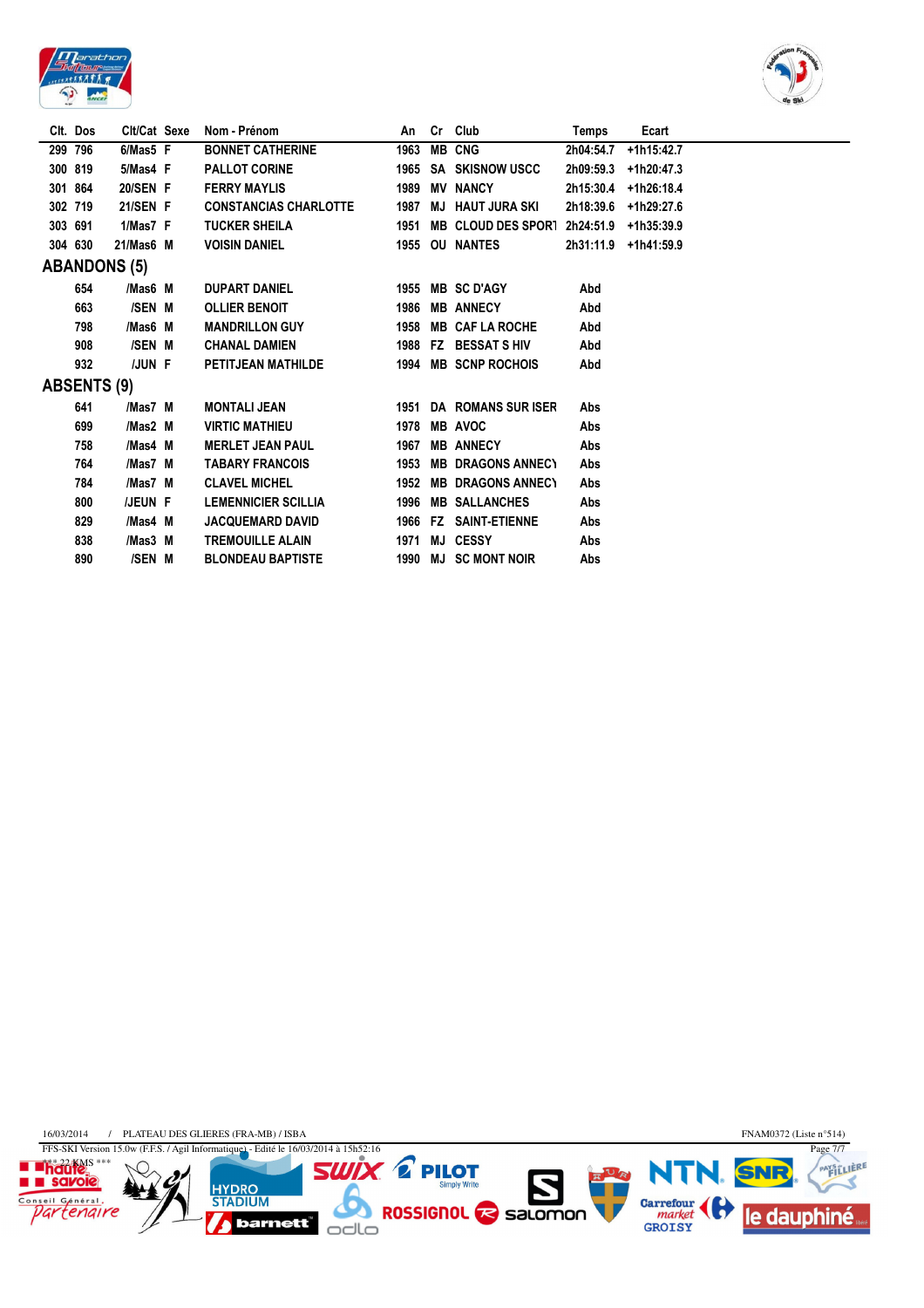| Clt. | Dos | Clt/Cat | Sexe | Nom - Prénom | An | Cr | Club | Temps | Ecart |
|---|---|---|---|---|---|---|---|---|---|
| 299 | 796 | 6/Mas5 | F | BONNET CATHERINE | 1963 | MB | CNG | 2h04:54.7 | +1h15:42.7 |
| 300 | 819 | 5/Mas4 | F | PALLOT CORINE | 1965 | SA | SKISNOW USCC | 2h09:59.3 | +1h20:47.3 |
| 301 | 864 | 20/SEN | F | FERRY MAYLIS | 1989 | MV | NANCY | 2h15:30.4 | +1h26:18.4 |
| 302 | 719 | 21/SEN | F | CONSTANCIAS CHARLOTTE | 1987 | MJ | HAUT JURA SKI | 2h18:39.6 | +1h29:27.6 |
| 303 | 691 | 1/Mas7 | F | TUCKER SHEILA | 1951 | MB | CLOUD DES SPORT | 2h24:51.9 | +1h35:39.9 |
| 304 | 630 | 21/Mas6 | M | VOISIN DANIEL | 1955 | OU | NANTES | 2h31:11.9 | +1h41:59.9 |

## ABANDONS (5)

| Clt. | Dos | Clt/Cat | Sexe | Nom - Prénom | An | Cr | Club | Temps | Ecart |
|---|---|---|---|---|---|---|---|---|---|
| | 654 | /Mas6 | M | DUPART DANIEL | 1955 | MB | SC D'AGY | Abd | |
| | 663 | /SEN | M | OLLIER BENOIT | 1986 | MB | ANNECY | Abd | |
| | 798 | /Mas6 | M | MANDRILLON GUY | 1958 | MB | CAF LA ROCHE | Abd | |
| | 908 | /SEN | M | CHANAL DAMIEN | 1988 | FZ | BESSAT S HIV | Abd | |
| | 932 | /JUN | F | PETITJEAN MATHILDE | 1994 | MB | SCNP ROCHOIS | Abd | |

## ABSENTS (9)

| Clt. | Dos | Clt/Cat | Sexe | Nom - Prénom | An | Cr | Club | Temps | Ecart |
|---|---|---|---|---|---|---|---|---|---|
| | 641 | /Mas7 | M | MONTALI JEAN | 1951 | DA | ROMANS SUR ISER | Abs | |
| | 699 | /Mas2 | M | VIRTIC MATHIEU | 1978 | MB | AVOC | Abs | |
| | 758 | /Mas4 | M | MERLET JEAN PAUL | 1967 | MB | ANNECY | Abs | |
| | 764 | /Mas7 | M | TABARY FRANCOIS | 1953 | MB | DRAGONS ANNECY | Abs | |
| | 784 | /Mas7 | M | CLAVEL MICHEL | 1952 | MB | DRAGONS ANNECY | Abs | |
| | 800 | /JEUN | F | LEMENNICIER SCILLIA | 1996 | MB | SALLANCHES | Abs | |
| | 829 | /Mas4 | M | JACQUEMARD DAVID | 1966 | FZ | SAINT-ETIENNE | Abs | |
| | 838 | /Mas3 | M | TREMOUILLE ALAIN | 1971 | MJ | CESSY | Abs | |
| | 890 | /SEN | M | BLONDEAU BAPTISTE | 1990 | MJ | SC MONT NOIR | Abs | |

16/03/2014 / PLATEAU DES GLIERES (FRA-MB) / ISBA

FNAM0372 (Liste n°514)

FFS-SKI Version 15.0w (F.F.S. / Agil Informatique) - Edité le 16/03/2014 à 15h52:16

*** 22 KMS ***